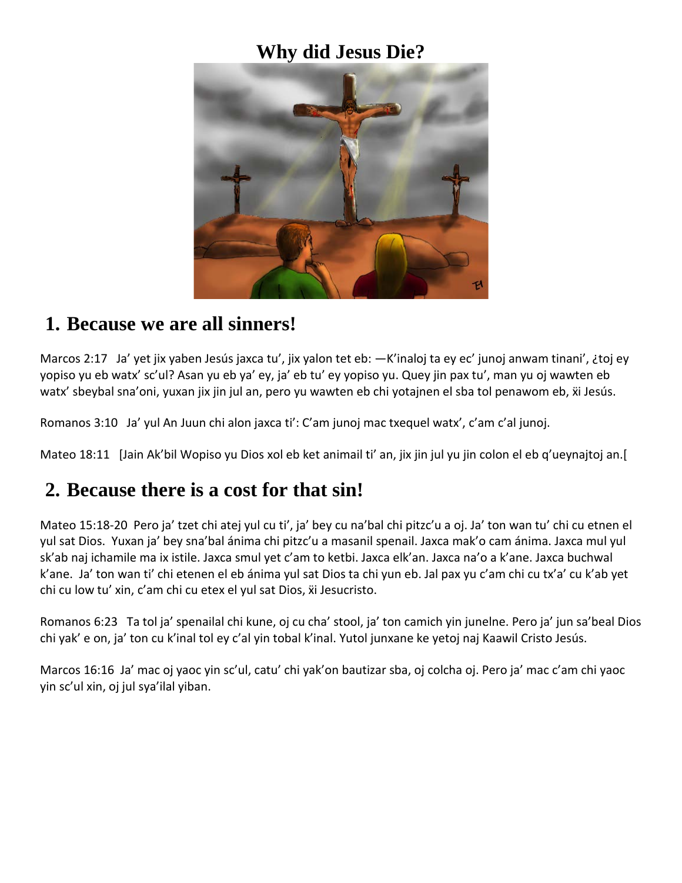# Why did Jesus Die?

## 1. Because we are all sinners!

Marcos 2:17 Ja' yet jix yaben Jesús jaxca tu', jix yalon tet eb: —K'inaloj ta ey ec' junoj anwam tinani', ¿toj ey yopiso yu eb watx' sc'ul? Asan yu eb ya' ey, ja' eb tu' ey yopiso yu. Quey jin pax tu', man yu oj wawten eb watx' sbeybal sna'oni, yuxan jix jin jul an, pero yu wawten eb chi yotajnen el sba tol penawom eb, ẍi Jesús.

Romanos 3:10 Ja' yul An Juun chi alon jaxca ti': C'am junoj mac txequel watx', c'am c'al junoj.

Mateo 18:11 [Jain Ak'bil Wopiso yu Dios xol eb ket animail ti' an, jix jin jul yu jin colon el eb q'ueynajtoj an.[

## 2. Because there is a cost for that sin!

Mateo 15:18-20 Pero ja' tzet chi atej yul cu ti', ja' bey cu na'bal chi pitzc'u a oj. Ja' ton wan tu' chi cu etnen el yul sat Dios. Yuxan ja' bey sna'bal ánima chi pitzc'u a masanil spenail. Jaxca mak'o cam ánima. Jaxca mul yul sk'ab naj ichamile ma ix istile. Jaxca smul yet c'am to ketbi. Jaxca elk'an. Jaxca na'o a k'ane. Jaxca buchwal k'ane. Ja' ton wan ti' chi etenen el eb ánima yul sat Dios ta chi yun eb. Jal pax yu c'am chi cu tx'a' cu k'ab yet chi cu low tu' xin, c'am chi cu etex el yul sat Dios, ẍi Jesucristo.

Romanos 6:23 Ta tol ja' spenailal chi kune, oj cu cha' stool, ja' ton camich yin junelne. Pero ja' jun sa'beal Dios chi yak' e on, ja' ton cu k'inal tol ey c'al yin tobal k'inal. Yutol junxane ke yetoj naj Kaawil Cristo Jesús.

Marcos 16:16 Ja' mac oj yaoc yin sc'ul, catu' chi yak'on bautizar sba, oj colcha oj. Pero ja' mac c'am chi yaoc yin sc'ul xin, oj jul sya'ilal yiban.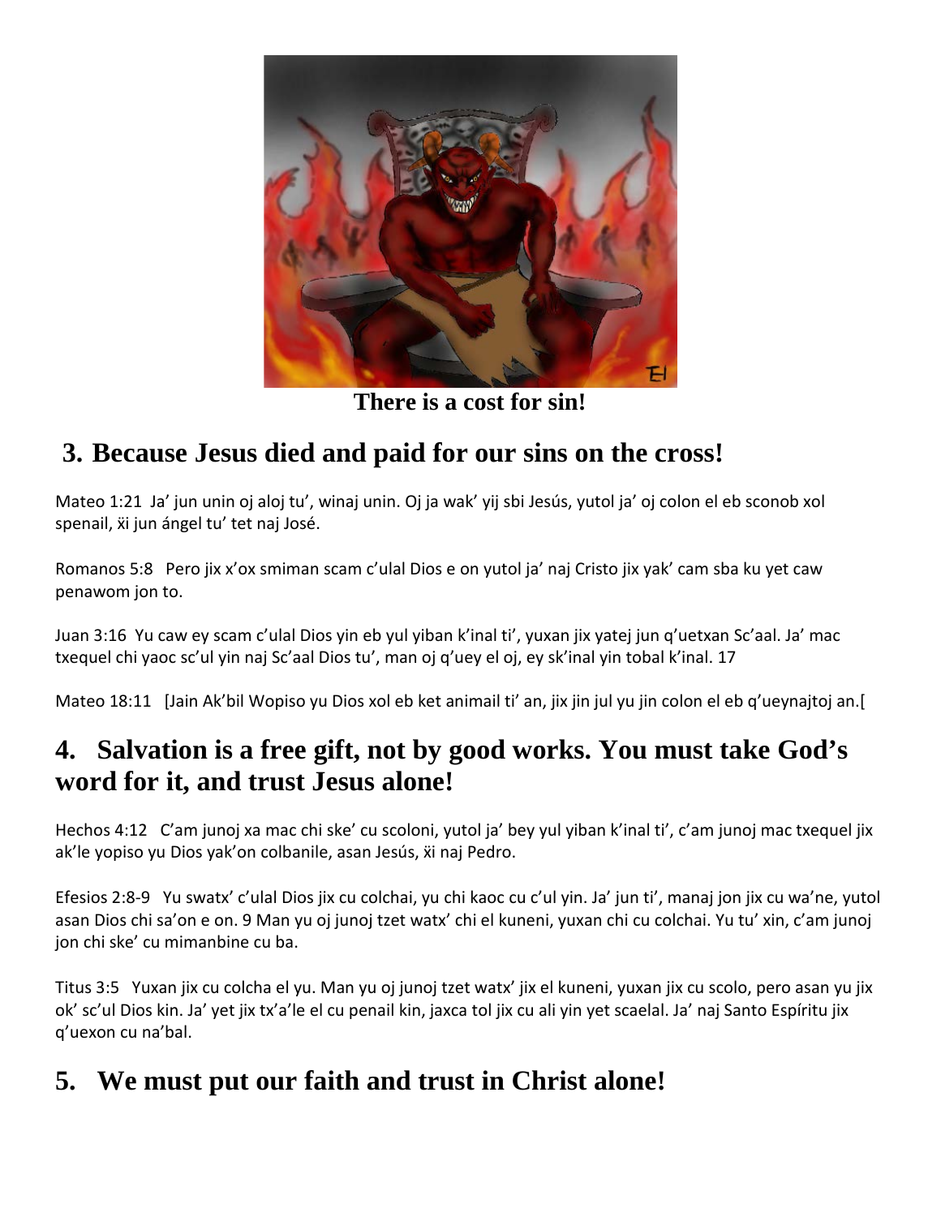There is a cost for sin!

## 3. Because Jesus died and paid for our sins on the cross!

Mateo 1:21  Ja' jun unin oj aloj tu', winaj unin. Oj ja wak' yij sbi Jesús, yutol ja' oj colon el eb sconob xol spenail, ẍi jun ángel tu' tet naj José.

Romanos 5:8   Pero jix x'ox smiman scam c'ulal Dios e on yutol ja' naj Cristo jix yak' cam sba ku yet caw penawom jon to.

Juan 3:16  Yu caw ey scam c'ulal Dios yin eb yul yiban k'inal ti', yuxan jix yatej jun q'uetxan Sc'aal. Ja' mac txequel chi yaoc sc'ul yin naj Sc'aal Dios tu', man oj q'uey el oj, ey sk'inal yin tobal k'inal. 17

Mateo 18:11   [Jain Ak'bil Wopiso yu Dios xol eb ket animail ti' an, jix jin jul yu jin colon el eb q'ueynajtoj an.[

## 4. Salvation is a free gift, not by good works. You must take God's word for it, and trust Jesus alone!

Hechos 4:12   C'am junoj xa mac chi ske' cu scoloni, yutol ja' bey yul yiban k'inal ti', c'am junoj mac txequel jix ak'le yopiso yu Dios yak'on colbanile, asan Jesús, ẍi naj Pedro.

Efesios 2:8-9   Yu swatx' c'ulal Dios jix cu colchai, yu chi kaoc cu c'ul yin. Ja' jun ti', manaj jon jix cu wa'ne, yutol asan Dios chi sa'on e on. 9 Man yu oj junoj tzet watx' chi el kuneni, yuxan chi cu colchai. Yu tu' xin, c'am junoj jon chi ske' cu mimanbine cu ba.

Titus 3:5   Yuxan jix cu colcha el yu. Man yu oj junoj tzet watx' jix el kuneni, yuxan jix cu scolo, pero asan yu jix ok' sc'ul Dios kin. Ja' yet jix tx'a'le el cu penail kin, jaxca tol jix cu ali yin yet scaelal. Ja' naj Santo Espíritu jix q'uexon cu na'bal.

## 5. We must put our faith and trust in Christ alone!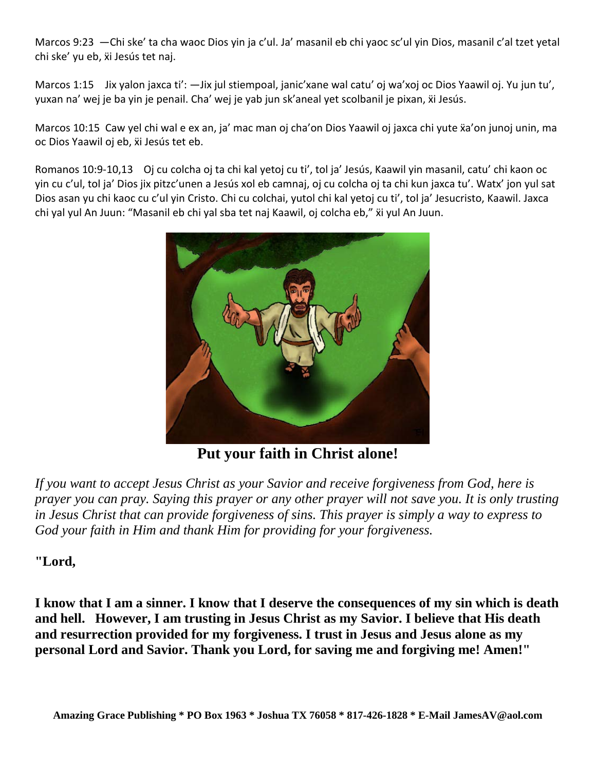Marcos 9:23 —Chi ske' ta cha waoc Dios yin ja c'ul. Ja' masanil eb chi yaoc sc'ul yin Dios, masanil c'al tzet yetal chi ske' yu eb, x̌i Jesús tet naj.

Marcos 1:15 Jix yalon jaxca ti': —Jix jul stiempoal, janic'xane wal catu' oj wa'xoj oc Dios Yaawil oj. Yu jun tu', yuxan na' wej je ba yin je penail. Cha' wej je yab jun sk'aneal yet scolbanil je pixan, x̌i Jesús.

Marcos 10:15 Caw yel chi wal e ex an, ja' mac man oj cha'on Dios Yaawil oj jaxca chi yute x̌a'on junoj unin, ma oc Dios Yaawil oj eb, x̌i Jesús tet eb.

Romanos 10:9-10,13 Oj cu colcha oj ta chi kal yetoj cu ti', tol ja' Jesús, Kaawil yin masanil, catu' chi kaon oc yin cu c'ul, tol ja' Dios jix pitzc'unen a Jesús xol eb camnaj, oj cu colcha oj ta chi kun jaxca tu'. Watx' jon yul sat Dios asan yu chi kaoc cu c'ul yin Cristo. Chi cu colchai, yutol chi kal yetoj cu ti', tol ja' Jesucristo, Kaawil. Jaxca chi yal yul An Juun: "Masanil eb chi yal sba tet naj Kaawil, oj colcha eb," x̌i yul An Juun.

**Put your faith in Christ alone!**

*If you want to accept Jesus Christ as your Savior and receive forgiveness from God, here is prayer you can pray. Saying this prayer or any other prayer will not save you. It is only trusting in Jesus Christ that can provide forgiveness of sins. This prayer is simply a way to express to God your faith in Him and thank Him for providing for your forgiveness.*

**"Lord,**

**I know that I am a sinner. I know that I deserve the consequences of my sin which is death and hell. However, I am trusting in Jesus Christ as my Savior. I believe that His death and resurrection provided for my forgiveness. I trust in Jesus and Jesus alone as my personal Lord and Savior. Thank you Lord, for saving me and forgiving me! Amen!"**

**Amazing Grace Publishing * PO Box 1963 * Joshua TX 76058 * 817-426-1828 * E-Mail JamesAV@aol.com**